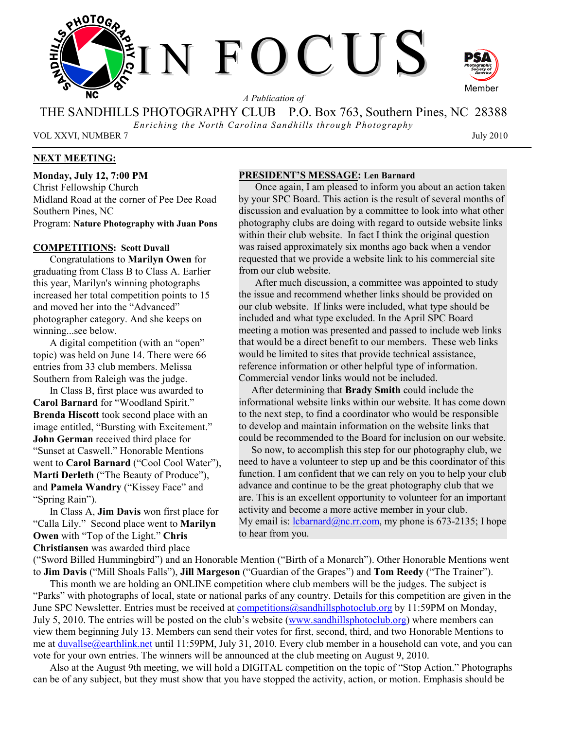# IN FOCUS

*A Publication of*

THE SANDHILLS PHOTOGRAPHY CLUB P.O. Box 763, Southern Pines, NC 28388

*Enriching the North Carolina Sandhills through Photography*

VOL XXVI, NUMBER 7 July 2010

## NEXT MEETING:

**Monday, July 12, 7:00 PM**
Christ Fellowship Church
Midland Road at the corner of Pee Dee Road
Southern Pines, NC
Program: **Nature Photography with Juan Pons**

## COMPETITIONS: Scott Duvall

Congratulations to **Marilyn Owen** for graduating from Class B to Class A. Earlier this year, Marilyn's winning photographs increased her total competition points to 15 and moved her into the "Advanced" photographer category. And she keeps on winning...see below.

A digital competition (with an "open" topic) was held on June 14. There were 66 entries from 33 club members. Melissa Southern from Raleigh was the judge.

In Class B, first place was awarded to **Carol Barnard** for "Woodland Spirit." **Brenda Hiscott** took second place with an image entitled, "Bursting with Excitement." **John German** received third place for "Sunset at Caswell." Honorable Mentions went to **Carol Barnard** ("Cool Cool Water"), **Marti Derleth** ("The Beauty of Produce"), and **Pamela Wandry** ("Kissey Face" and "Spring Rain").

In Class A, **Jim Davis** won first place for "Calla Lily." Second place went to **Marilyn Owen** with "Top of the Light." **Chris Christiansen** was awarded third place ("Sword Billed Hummingbird") and an Honorable Mention ("Birth of a Monarch"). Other Honorable Mentions went to **Jim Davis** ("Mill Shoals Falls"), **Jill Margeson** ("Guardian of the Grapes") and **Tom Reedy** ("The Trainer").

This month we are holding an ONLINE competition where club members will be the judges. The subject is "Parks" with photographs of local, state or national parks of any country. Details for this competition are given in the June SPC Newsletter. Entries must be received at competitions@sandhillsphotoclub.org by 11:59PM on Monday, July 5, 2010. The entries will be posted on the club's website (www.sandhillsphotoclub.org) where members can view them beginning July 13. Members can send their votes for first, second, third, and two Honorable Mentions to me at duvallse@earthlink.net until 11:59PM, July 31, 2010. Every club member in a household can vote, and you can vote for your own entries. The winners will be announced at the club meeting on August 9, 2010.

Also at the August 9th meeting, we will hold a DIGITAL competition on the topic of "Stop Action." Photographs can be of any subject, but they must show that you have stopped the activity, action, or motion. Emphasis should be

## PRESIDENT'S MESSAGE: Len Barnard

Once again, I am pleased to inform you about an action taken by your SPC Board. This action is the result of several months of discussion and evaluation by a committee to look into what other photography clubs are doing with regard to outside website links within their club website. In fact I think the original question was raised approximately six months ago back when a vendor requested that we provide a website link to his commercial site from our club website.

After much discussion, a committee was appointed to study the issue and recommend whether links should be provided on our club website. If links were included, what type should be included and what type excluded. In the April SPC Board meeting a motion was presented and passed to include web links that would be a direct benefit to our members. These web links would be limited to sites that provide technical assistance, reference information or other helpful type of information. Commercial vendor links would not be included.

After determining that **Brady Smith** could include the informational website links within our website. It has come down to the next step, to find a coordinator who would be responsible to develop and maintain information on the website links that could be recommended to the Board for inclusion on our website.

So now, to accomplish this step for our photography club, we need to have a volunteer to step up and be this coordinator of this function. I am confident that we can rely on you to help your club advance and continue to be the great photography club that we are. This is an excellent opportunity to volunteer for an important activity and become a more active member in your club. My email is: lcbarnard@nc.rr.com, my phone is 673-2135; I hope to hear from you.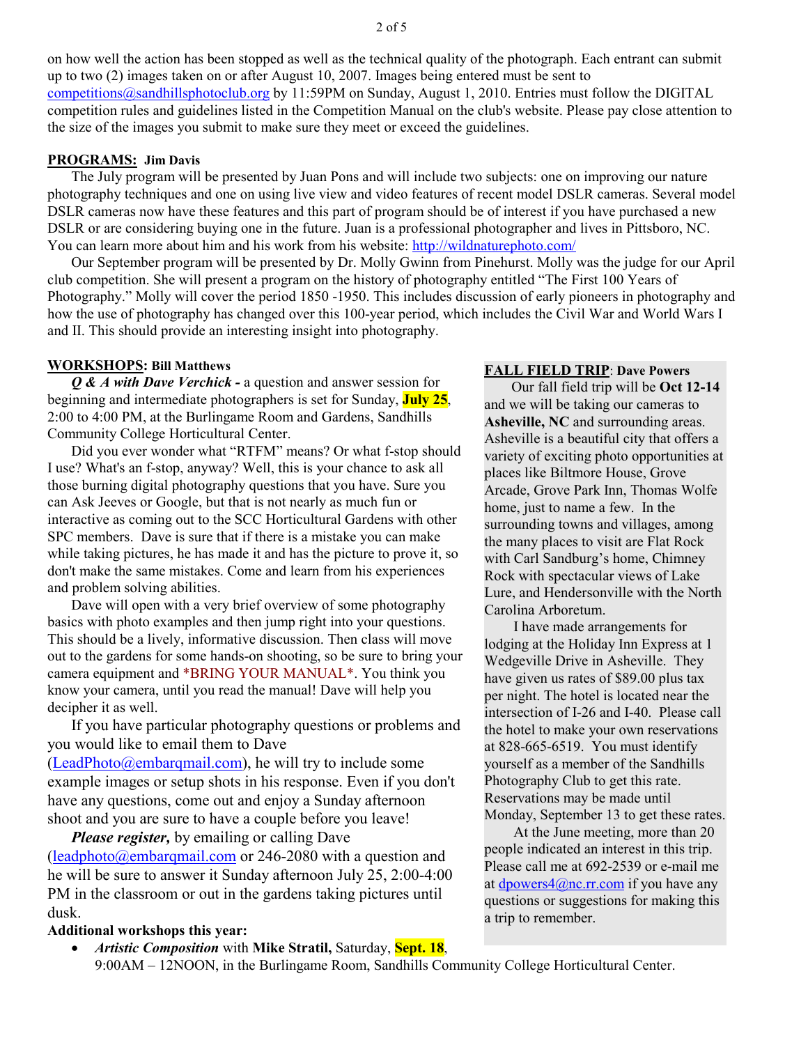on how well the action has been stopped as well as the technical quality of the photograph. Each entrant can submit up to two (2) images taken on or after August 10, 2007. Images being entered must be sent to competitions@sandhillsphotoclub.org by 11:59PM on Sunday, August 1, 2010. Entries must follow the DIGITAL competition rules and guidelines listed in the Competition Manual on the club's website. Please pay close attention to the size of the images you submit to make sure they meet or exceed the guidelines.

**PROGRAMS: Jim Davis**

The July program will be presented by Juan Pons and will include two subjects: one on improving our nature photography techniques and one on using live view and video features of recent model DSLR cameras. Several model DSLR cameras now have these features and this part of program should be of interest if you have purchased a new DSLR or are considering buying one in the future. Juan is a professional photographer and lives in Pittsboro, NC. You can learn more about him and his work from his website: http://wildnaturephoto.com/

Our September program will be presented by Dr. Molly Gwinn from Pinehurst. Molly was the judge for our April club competition. She will present a program on the history of photography entitled "The First 100 Years of Photography." Molly will cover the period 1850 -1950. This includes discussion of early pioneers in photography and how the use of photography has changed over this 100-year period, which includes the Civil War and World Wars I and II. This should provide an interesting insight into photography.

**WORKSHOPS: Bill Matthews**

***Q & A with Dave Verchick -*** a question and answer session for beginning and intermediate photographers is set for Sunday, **July 25**, 2:00 to 4:00 PM, at the Burlingame Room and Gardens, Sandhills Community College Horticultural Center.

Did you ever wonder what "RTFM" means? Or what f-stop should I use? What's an f-stop, anyway? Well, this is your chance to ask all those burning digital photography questions that you have. Sure you can Ask Jeeves or Google, but that is not nearly as much fun or interactive as coming out to the SCC Horticultural Gardens with other SPC members. Dave is sure that if there is a mistake you can make while taking pictures, he has made it and has the picture to prove it, so don't make the same mistakes. Come and learn from his experiences and problem solving abilities.

Dave will open with a very brief overview of some photography basics with photo examples and then jump right into your questions. This should be a lively, informative discussion. Then class will move out to the gardens for some hands-on shooting, so be sure to bring your camera equipment and *BRING YOUR MANUAL*. You think you know your camera, until you read the manual! Dave will help you decipher it as well.

If you have particular photography questions or problems and you would like to email them to Dave (LeadPhoto@embarqmail.com), he will try to include some example images or setup shots in his response. Even if you don't have any questions, come out and enjoy a Sunday afternoon shoot and you are sure to have a couple before you leave!

***Please register,*** by emailing or calling Dave (leadphoto@embarqmail.com or 246-2080 with a question and he will be sure to answer it Sunday afternoon July 25, 2:00-4:00 PM in the classroom or out in the gardens taking pictures until dusk.

**Additional workshops this year:**

- *Artistic Composition* with **Mike Stratil,** Saturday, **Sept. 18**, 9:00AM – 12NOON, in the Burlingame Room, Sandhills Community College Horticultural Center.

**FALL FIELD TRIP: Dave Powers**

Our fall field trip will be **Oct 12-14** and we will be taking our cameras to **Asheville, NC** and surrounding areas. Asheville is a beautiful city that offers a variety of exciting photo opportunities at places like Biltmore House, Grove Arcade, Grove Park Inn, Thomas Wolfe home, just to name a few. In the surrounding towns and villages, among the many places to visit are Flat Rock with Carl Sandburg's home, Chimney Rock with spectacular views of Lake Lure, and Hendersonville with the North Carolina Arboretum.

I have made arrangements for lodging at the Holiday Inn Express at 1 Wedgeville Drive in Asheville. They have given us rates of $89.00 plus tax per night. The hotel is located near the intersection of I-26 and I-40. Please call the hotel to make your own reservations at 828-665-6519. You must identify yourself as a member of the Sandhills Photography Club to get this rate. Reservations may be made until Monday, September 13 to get these rates.

At the June meeting, more than 20 people indicated an interest in this trip. Please call me at 692-2539 or e-mail me at dpowers4@nc.rr.com if you have any questions or suggestions for making this a trip to remember.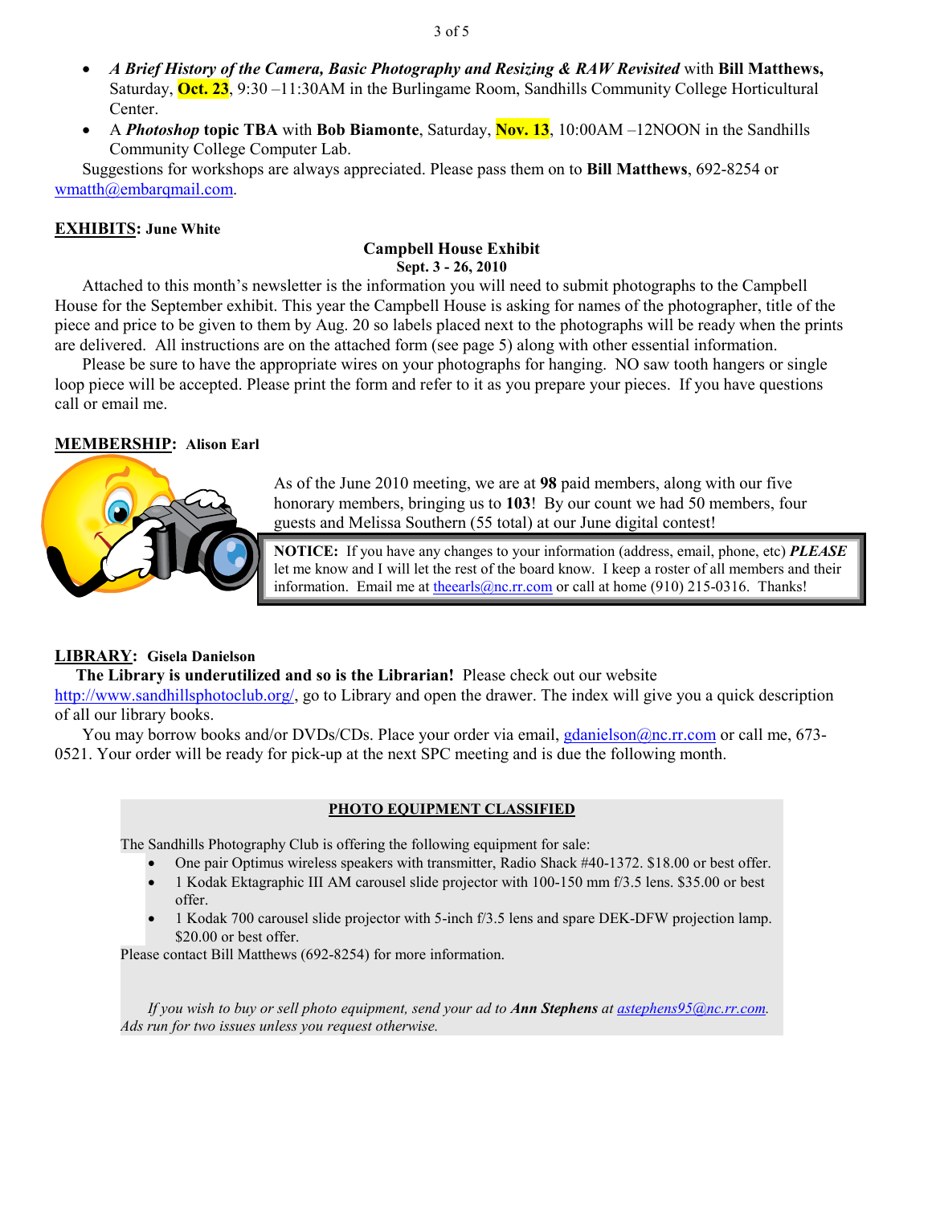- ***A Brief History of the Camera, Basic Photography and Resizing & RAW Revisited*** with **Bill Matthews,** Saturday, **Oct. 23**, 9:30 –11:30AM in the Burlingame Room, Sandhills Community College Horticultural Center.
- A ***Photoshop*** **topic TBA** with **Bob Biamonte**, Saturday, **Nov. 13**, 10:00AM –12NOON in the Sandhills Community College Computer Lab.

Suggestions for workshops are always appreciated. Please pass them on to **Bill Matthews**, 692-8254 or wmatth@embarqmail.com.

**EXHIBITS: June White**

**Campbell House Exhibit**
**Sept. 3 - 26, 2010**

Attached to this month's newsletter is the information you will need to submit photographs to the Campbell House for the September exhibit. This year the Campbell House is asking for names of the photographer, title of the piece and price to be given to them by Aug. 20 so labels placed next to the photographs will be ready when the prints are delivered. All instructions are on the attached form (see page 5) along with other essential information.

Please be sure to have the appropriate wires on your photographs for hanging. NO saw tooth hangers or single loop piece will be accepted. Please print the form and refer to it as you prepare your pieces. If you have questions call or email me.

**MEMBERSHIP: Alison Earl**

As of the June 2010 meeting, we are at **98** paid members, along with our five honorary members, bringing us to **103**! By our count we had 50 members, four guests and Melissa Southern (55 total) at our June digital contest!

**NOTICE:** If you have any changes to your information (address, email, phone, etc) ***PLEASE*** let me know and I will let the rest of the board know. I keep a roster of all members and their information. Email me at theearls@nc.rr.com or call at home (910) 215-0316. Thanks!

**LIBRARY: Gisela Danielson**

**The Library is underutilized and so is the Librarian!** Please check out our website http://www.sandhillsphotoclub.org/, go to Library and open the drawer. The index will give you a quick description of all our library books.

You may borrow books and/or DVDs/CDs. Place your order via email, gdanielson@nc.rr.com or call me, 673-0521. Your order will be ready for pick-up at the next SPC meeting and is due the following month.

**PHOTO EQUIPMENT CLASSIFIED**

The Sandhills Photography Club is offering the following equipment for sale:

- One pair Optimus wireless speakers with transmitter, Radio Shack #40-1372. $18.00 or best offer.
- 1 Kodak Ektagraphic III AM carousel slide projector with 100-150 mm f/3.5 lens. $35.00 or best offer.
- 1 Kodak 700 carousel slide projector with 5-inch f/3.5 lens and spare DEK-DFW projection lamp. $20.00 or best offer.

Please contact Bill Matthews (692-8254) for more information.

*If you wish to buy or sell photo equipment, send your ad to* ***Ann Stephens*** *at astephens95@nc.rr.com. Ads run for two issues unless you request otherwise.*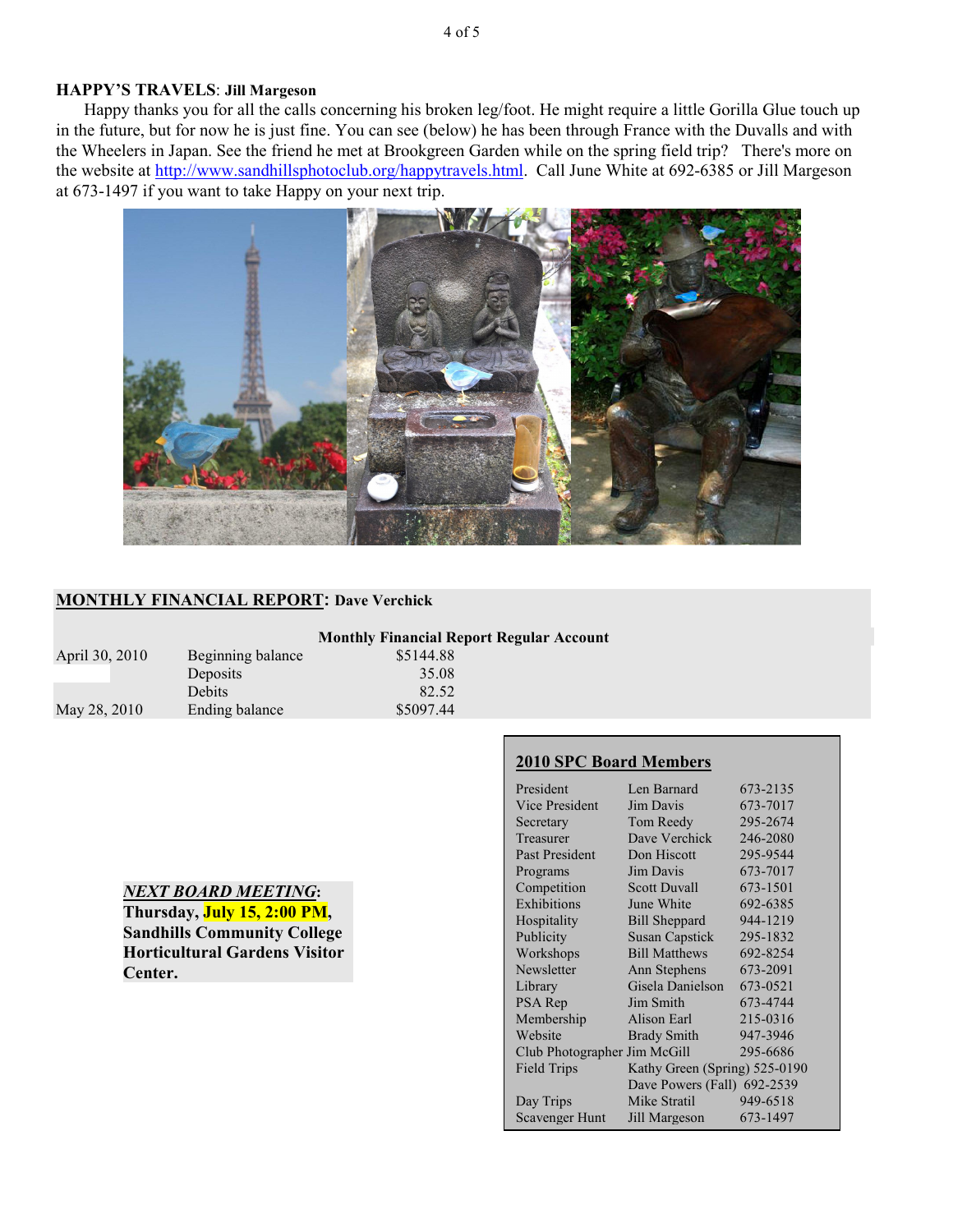**HAPPY'S TRAVELS**: **Jill Margeson**

Happy thanks you for all the calls concerning his broken leg/foot. He might require a little Gorilla Glue touch up in the future, but for now he is just fine. You can see (below) he has been through France with the Duvalls and with the Wheelers in Japan. See the friend he met at Brookgreen Garden while on the spring field trip? There's more on the website at http://www.sandhillsphotoclub.org/happytravels.html. Call June White at 692-6385 or Jill Margeson at 673-1497 if you want to take Happy on your next trip.

**MONTHLY FINANCIAL REPORT**: **Dave Verchick**

**Monthly Financial Report Regular Account**

| | | |
|---|---|---|
| April 30, 2010 | Beginning balance | $5144.88 |
| | Deposits | 35.08 |
| | Debits | 82.52 |
| May 28, 2010 | Ending balance | $5097.44 |

***NEXT BOARD MEETING***:
**Thursday, July 15, 2:00 PM, Sandhills Community College Horticultural Gardens Visitor Center.**

**2010 SPC Board Members**

| | | |
|---|---|---|
| President | Len Barnard | 673-2135 |
| Vice President | Jim Davis | 673-7017 |
| Secretary | Tom Reedy | 295-2674 |
| Treasurer | Dave Verchick | 246-2080 |
| Past President | Don Hiscott | 295-9544 |
| Programs | Jim Davis | 673-7017 |
| Competition | Scott Duvall | 673-1501 |
| Exhibitions | June White | 692-6385 |
| Hospitality | Bill Sheppard | 944-1219 |
| Publicity | Susan Capstick | 295-1832 |
| Workshops | Bill Matthews | 692-8254 |
| Newsletter | Ann Stephens | 673-2091 |
| Library | Gisela Danielson | 673-0521 |
| PSA Rep | Jim Smith | 673-4744 |
| Membership | Alison Earl | 215-0316 |
| Website | Brady Smith | 947-3946 |
| Club Photographer | Jim McGill | 295-6686 |
| Field Trips | Kathy Green (Spring) | 525-0190 |
| | Dave Powers (Fall) | 692-2539 |
| Day Trips | Mike Stratil | 949-6518 |
| Scavenger Hunt | Jill Margeson | 673-1497 |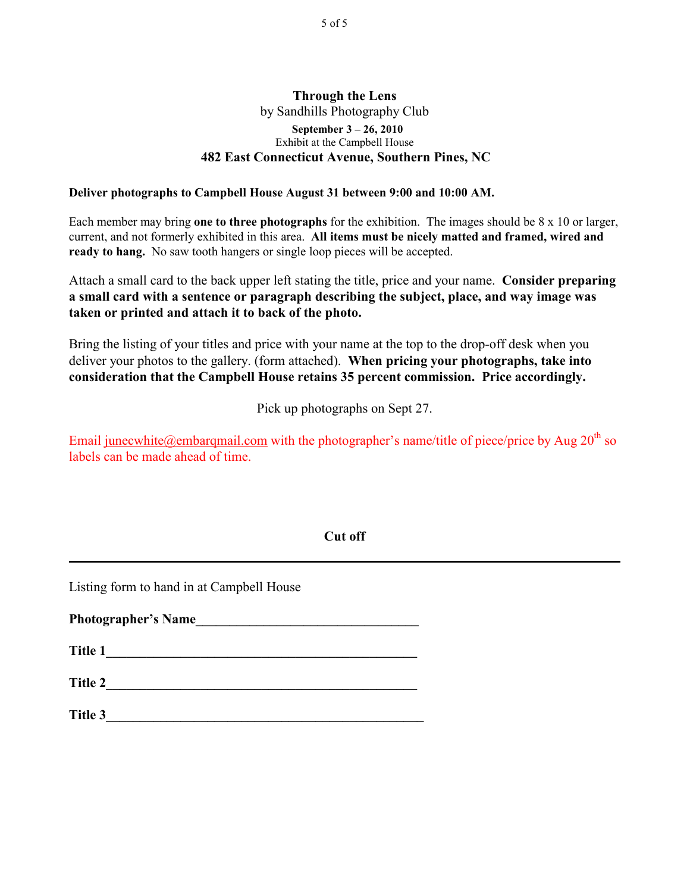**Through the Lens**

by Sandhills Photography Club

**September 3 – 26, 2010**

Exhibit at the Campbell House

**482 East Connecticut Avenue, Southern Pines, NC**

**Deliver photographs to Campbell House August 31 between 9:00 and 10:00 AM.**

Each member may bring **one to three photographs** for the exhibition. The images should be 8 x 10 or larger, current, and not formerly exhibited in this area. **All items must be nicely matted and framed, wired and ready to hang.** No saw tooth hangers or single loop pieces will be accepted.

Attach a small card to the back upper left stating the title, price and your name. **Consider preparing a small card with a sentence or paragraph describing the subject, place, and way image was taken or printed and attach it to back of the photo.**

Bring the listing of your titles and price with your name at the top to the drop-off desk when you deliver your photos to the gallery. (form attached). **When pricing your photographs, take into consideration that the Campbell House retains 35 percent commission. Price accordingly.**

Pick up photographs on Sept 27.

Email junecwhite@embarqmail.com with the photographer's name/title of piece/price by Aug 20th so labels can be made ahead of time.

**Cut off**

---

Listing form to hand in at Campbell House

**Photographer's Name**_________________________________

**Title 1**_______________________________________________

**Title 2**_______________________________________________

**Title 3**_______________________________________________